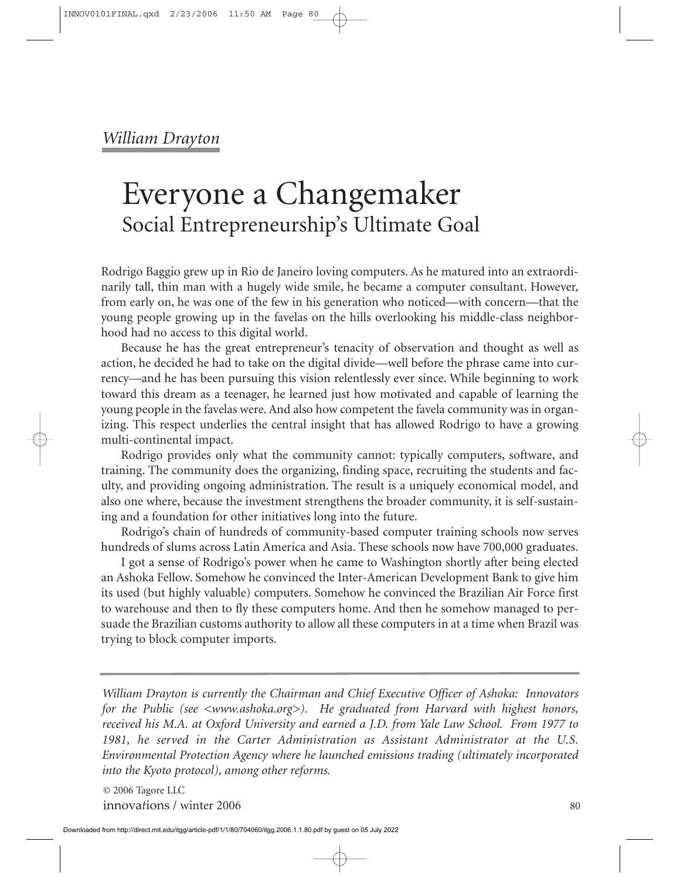*William Drayton*

# Everyone a Changemaker
## Social Entrepreneurship's Ultimate Goal

Rodrigo Baggio grew up in Rio de Janeiro loving computers. As he matured into an extraordinarily tall, thin man with a hugely wide smile, he became a computer consultant. However, from early on, he was one of the few in his generation who noticed—with concern—that the young people growing up in the favelas on the hills overlooking his middle-class neighborhood had no access to this digital world.

Because he has the great entrepreneur's tenacity of observation and thought as well as action, he decided he had to take on the digital divide—well before the phrase came into currency—and he has been pursuing this vision relentlessly ever since. While beginning to work toward this dream as a teenager, he learned just how motivated and capable of learning the young people in the favelas were. And also how competent the favela community was in organizing. This respect underlies the central insight that has allowed Rodrigo to have a growing multi-continental impact.

Rodrigo provides only what the community cannot: typically computers, software, and training. The community does the organizing, finding space, recruiting the students and faculty, and providing ongoing administration. The result is a uniquely economical model, and also one where, because the investment strengthens the broader community, it is self-sustaining and a foundation for other initiatives long into the future.

Rodrigo's chain of hundreds of community-based computer training schools now serves hundreds of slums across Latin America and Asia. These schools now have 700,000 graduates.

I got a sense of Rodrigo's power when he came to Washington shortly after being elected an Ashoka Fellow. Somehow he convinced the Inter-American Development Bank to give him its used (but highly valuable) computers. Somehow he convinced the Brazilian Air Force first to warehouse and then to fly these computers home. And then he somehow managed to persuade the Brazilian customs authority to allow all these computers in at a time when Brazil was trying to block computer imports.

---

*William Drayton is currently the Chairman and Chief Executive Officer of Ashoka: Innovators for the Public (see <www.ashoka.org>). He graduated from Harvard with highest honors, received his M.A. at Oxford University and earned a J.D. from Yale Law School. From 1977 to 1981, he served in the Carter Administration as Assistant Administrator at the U.S. Environmental Protection Agency where he launched emissions trading (ultimately incorporated into the Kyoto protocol), among other reforms.*

© 2006 Tagore LLC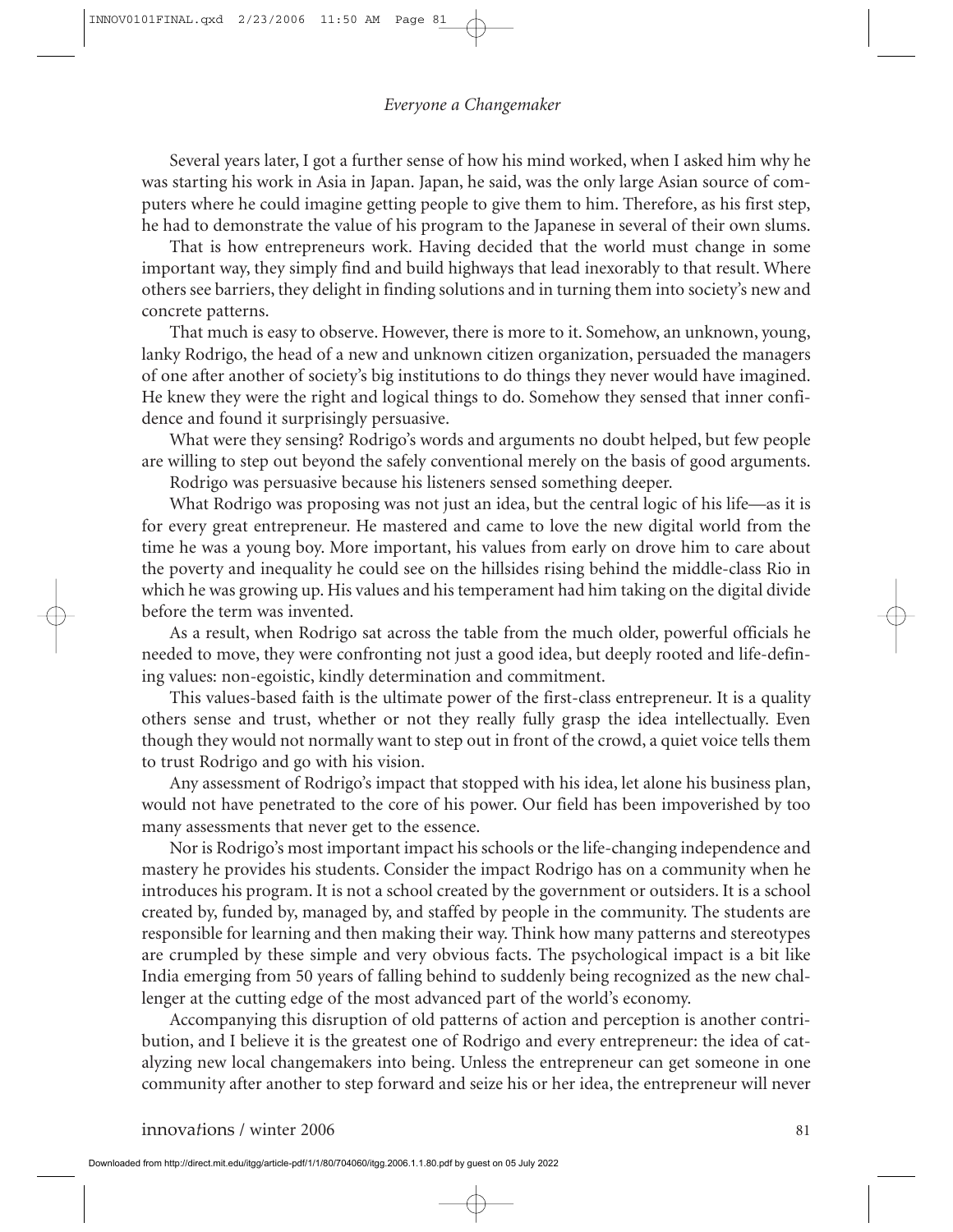Several years later, I got a further sense of how his mind worked, when I asked him why he was starting his work in Asia in Japan. Japan, he said, was the only large Asian source of computers where he could imagine getting people to give them to him. Therefore, as his first step, he had to demonstrate the value of his program to the Japanese in several of their own slums.

That is how entrepreneurs work. Having decided that the world must change in some important way, they simply find and build highways that lead inexorably to that result. Where others see barriers, they delight in finding solutions and in turning them into society's new and concrete patterns.

That much is easy to observe. However, there is more to it. Somehow, an unknown, young, lanky Rodrigo, the head of a new and unknown citizen organization, persuaded the managers of one after another of society's big institutions to do things they never would have imagined. He knew they were the right and logical things to do. Somehow they sensed that inner confidence and found it surprisingly persuasive.

What were they sensing? Rodrigo's words and arguments no doubt helped, but few people are willing to step out beyond the safely conventional merely on the basis of good arguments.

Rodrigo was persuasive because his listeners sensed something deeper.

What Rodrigo was proposing was not just an idea, but the central logic of his life—as it is for every great entrepreneur. He mastered and came to love the new digital world from the time he was a young boy. More important, his values from early on drove him to care about the poverty and inequality he could see on the hillsides rising behind the middle-class Rio in which he was growing up. His values and his temperament had him taking on the digital divide before the term was invented.

As a result, when Rodrigo sat across the table from the much older, powerful officials he needed to move, they were confronting not just a good idea, but deeply rooted and life-defining values: non-egoistic, kindly determination and commitment.

This values-based faith is the ultimate power of the first-class entrepreneur. It is a quality others sense and trust, whether or not they really fully grasp the idea intellectually. Even though they would not normally want to step out in front of the crowd, a quiet voice tells them to trust Rodrigo and go with his vision.

Any assessment of Rodrigo's impact that stopped with his idea, let alone his business plan, would not have penetrated to the core of his power. Our field has been impoverished by too many assessments that never get to the essence.

Nor is Rodrigo's most important impact his schools or the life-changing independence and mastery he provides his students. Consider the impact Rodrigo has on a community when he introduces his program. It is not a school created by the government or outsiders. It is a school created by, funded by, managed by, and staffed by people in the community. The students are responsible for learning and then making their way. Think how many patterns and stereotypes are crumpled by these simple and very obvious facts. The psychological impact is a bit like India emerging from 50 years of falling behind to suddenly being recognized as the new challenger at the cutting edge of the most advanced part of the world's economy.

Accompanying this disruption of old patterns of action and perception is another contribution, and I believe it is the greatest one of Rodrigo and every entrepreneur: the idea of catalyzing new local changemakers into being. Unless the entrepreneur can get someone in one community after another to step forward and seize his or her idea, the entrepreneur will never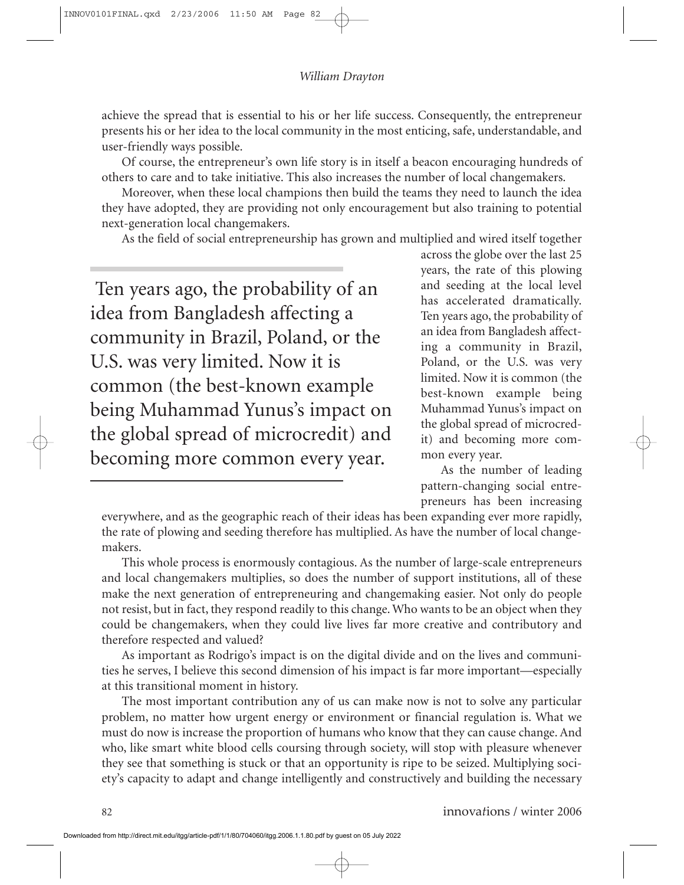achieve the spread that is essential to his or her life success. Consequently, the entrepreneur presents his or her idea to the local community in the most enticing, safe, understandable, and user-friendly ways possible.

Of course, the entrepreneur's own life story is in itself a beacon encouraging hundreds of others to care and to take initiative. This also increases the number of local changemakers.

Moreover, when these local champions then build the teams they need to launch the idea they have adopted, they are providing not only encouragement but also training to potential next-generation local changemakers.

As the field of social entrepreneurship has grown and multiplied and wired itself together across the globe over the last 25 years, the rate of this plowing and seeding at the local level has accelerated dramatically. Ten years ago, the probability of an idea from Bangladesh affecting a community in Brazil, Poland, or the U.S. was very limited. Now it is common (the best-known example being Muhammad Yunus's impact on the global spread of microcredit) and becoming more common every year.

> Ten years ago, the probability of an idea from Bangladesh affecting a community in Brazil, Poland, or the U.S. was very limited. Now it is common (the best-known example being Muhammad Yunus's impact on the global spread of microcredit) and becoming more common every year.

As the number of leading pattern-changing social entrepreneurs has been increasing everywhere, and as the geographic reach of their ideas has been expanding ever more rapidly, the rate of plowing and seeding therefore has multiplied. As have the number of local changemakers.

This whole process is enormously contagious. As the number of large-scale entrepreneurs and local changemakers multiplies, so does the number of support institutions, all of these make the next generation of entrepreneuring and changemaking easier. Not only do people not resist, but in fact, they respond readily to this change. Who wants to be an object when they could be changemakers, when they could live lives far more creative and contributory and therefore respected and valued?

As important as Rodrigo's impact is on the digital divide and on the lives and communities he serves, I believe this second dimension of his impact is far more important—especially at this transitional moment in history.

The most important contribution any of us can make now is not to solve any particular problem, no matter how urgent energy or environment or financial regulation is. What we must do now is increase the proportion of humans who know that they can cause change. And who, like smart white blood cells coursing through society, will stop with pleasure whenever they see that something is stuck or that an opportunity is ripe to be seized. Multiplying society's capacity to adapt and change intelligently and constructively and building the necessary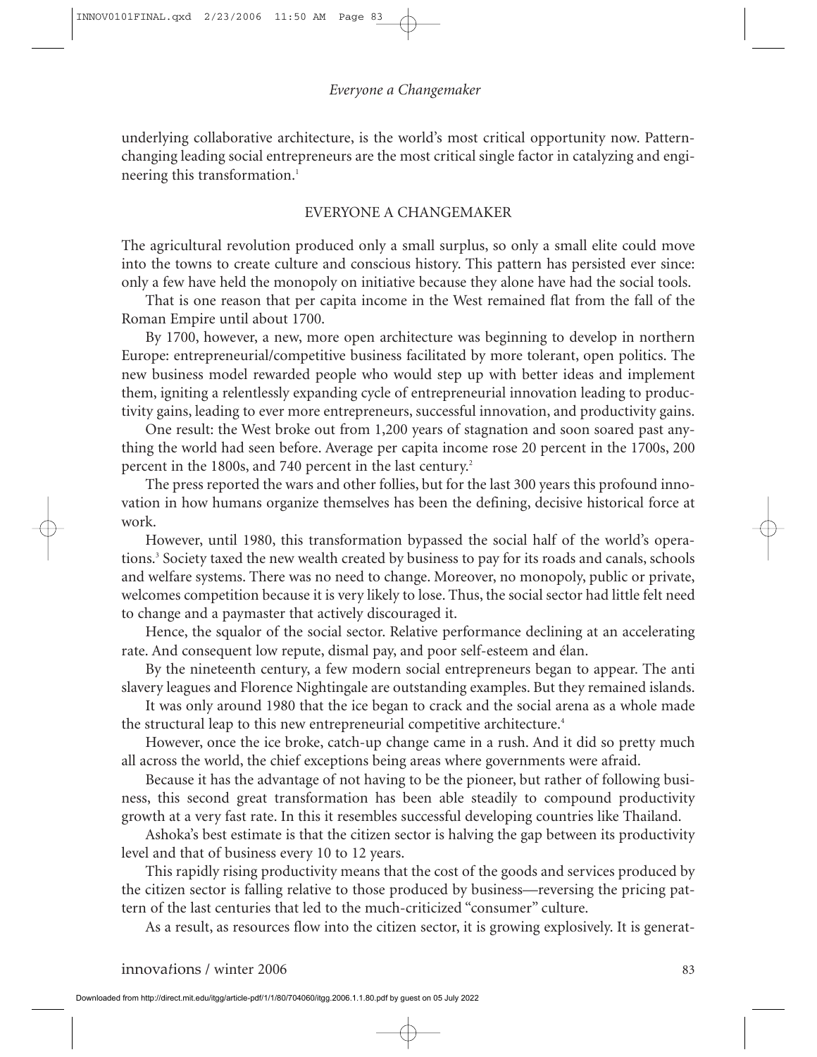underlying collaborative architecture, is the world's most critical opportunity now. Pattern-changing leading social entrepreneurs are the most critical single factor in catalyzing and engineering this transformation.[1]

## EVERYONE A CHANGEMAKER

The agricultural revolution produced only a small surplus, so only a small elite could move into the towns to create culture and conscious history. This pattern has persisted ever since: only a few have held the monopoly on initiative because they alone have had the social tools.

That is one reason that per capita income in the West remained flat from the fall of the Roman Empire until about 1700.

By 1700, however, a new, more open architecture was beginning to develop in northern Europe: entrepreneurial/competitive business facilitated by more tolerant, open politics. The new business model rewarded people who would step up with better ideas and implement them, igniting a relentlessly expanding cycle of entrepreneurial innovation leading to productivity gains, leading to ever more entrepreneurs, successful innovation, and productivity gains.

One result: the West broke out from 1,200 years of stagnation and soon soared past anything the world had seen before. Average per capita income rose 20 percent in the 1700s, 200 percent in the 1800s, and 740 percent in the last century.[2]

The press reported the wars and other follies, but for the last 300 years this profound innovation in how humans organize themselves has been the defining, decisive historical force at work.

However, until 1980, this transformation bypassed the social half of the world's operations.[3] Society taxed the new wealth created by business to pay for its roads and canals, schools and welfare systems. There was no need to change. Moreover, no monopoly, public or private, welcomes competition because it is very likely to lose. Thus, the social sector had little felt need to change and a paymaster that actively discouraged it.

Hence, the squalor of the social sector. Relative performance declining at an accelerating rate. And consequent low repute, dismal pay, and poor self-esteem and élan.

By the nineteenth century, a few modern social entrepreneurs began to appear. The anti slavery leagues and Florence Nightingale are outstanding examples. But they remained islands.

It was only around 1980 that the ice began to crack and the social arena as a whole made the structural leap to this new entrepreneurial competitive architecture.[4]

However, once the ice broke, catch-up change came in a rush. And it did so pretty much all across the world, the chief exceptions being areas where governments were afraid.

Because it has the advantage of not having to be the pioneer, but rather of following business, this second great transformation has been able steadily to compound productivity growth at a very fast rate. In this it resembles successful developing countries like Thailand.

Ashoka's best estimate is that the citizen sector is halving the gap between its productivity level and that of business every 10 to 12 years.

This rapidly rising productivity means that the cost of the goods and services produced by the citizen sector is falling relative to those produced by business—reversing the pricing pattern of the last centuries that led to the much-criticized "consumer" culture.

As a result, as resources flow into the citizen sector, it is growing explosively. It is generat-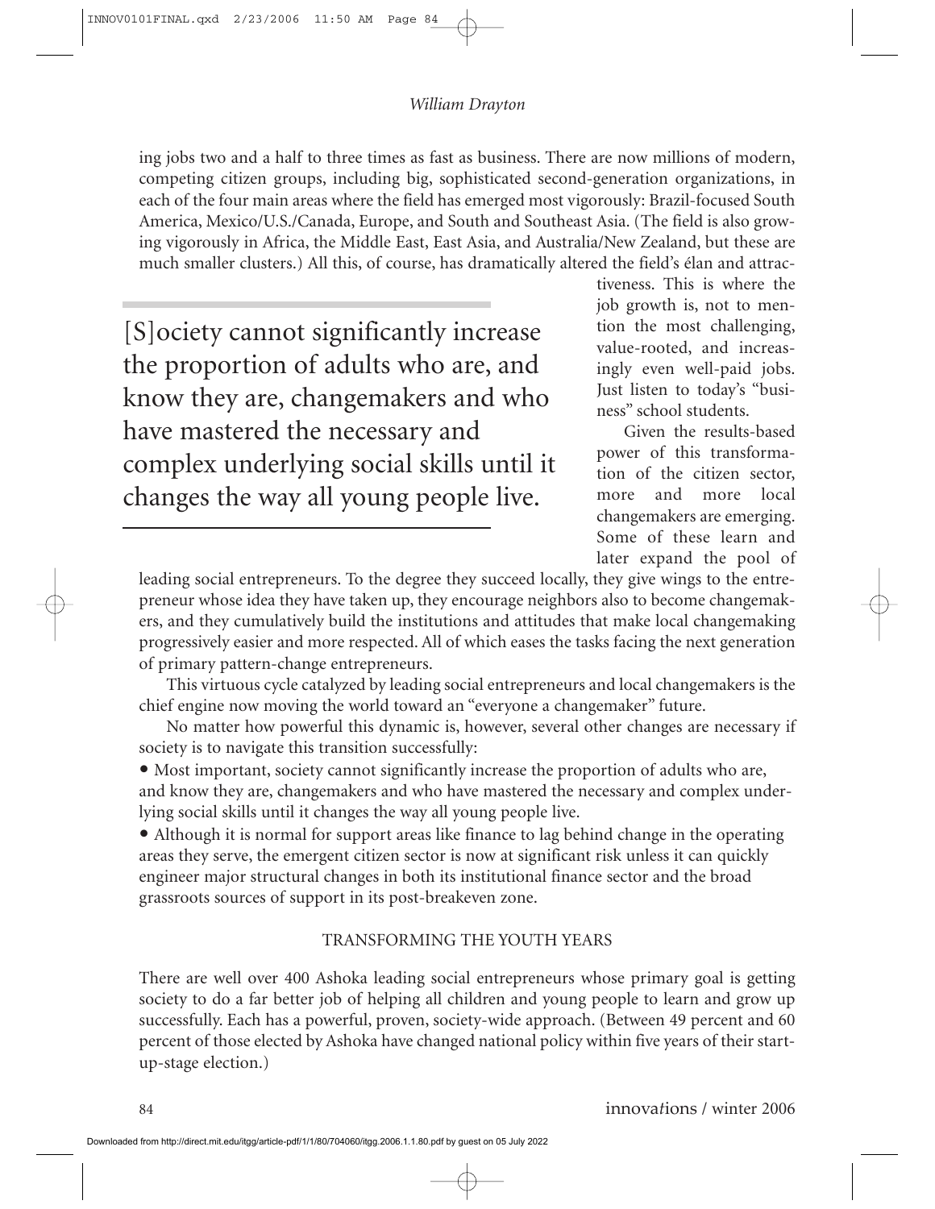ing jobs two and a half to three times as fast as business. There are now millions of modern, competing citizen groups, including big, sophisticated second-generation organizations, in each of the four main areas where the field has emerged most vigorously: Brazil-focused South America, Mexico/U.S./Canada, Europe, and South and Southeast Asia. (The field is also growing vigorously in Africa, the Middle East, East Asia, and Australia/New Zealand, but these are much smaller clusters.) All this, of course, has dramatically altered the field's élan and attractiveness. This is where the job growth is, not to mention the most challenging, value-rooted, and increasingly even well-paid jobs. Just listen to today's "business" school students.

> [S]ociety cannot significantly increase the proportion of adults who are, and know they are, changemakers and who have mastered the necessary and complex underlying social skills until it changes the way all young people live.

Given the results-based power of this transformation of the citizen sector, more and more local changemakers are emerging. Some of these learn and later expand the pool of leading social entrepreneurs. To the degree they succeed locally, they give wings to the entrepreneur whose idea they have taken up, they encourage neighbors also to become changemakers, and they cumulatively build the institutions and attitudes that make local changemaking progressively easier and more respected. All of which eases the tasks facing the next generation of primary pattern-change entrepreneurs.

This virtuous cycle catalyzed by leading social entrepreneurs and local changemakers is the chief engine now moving the world toward an "everyone a changemaker" future.

No matter how powerful this dynamic is, however, several other changes are necessary if society is to navigate this transition successfully:

- Most important, society cannot significantly increase the proportion of adults who are, and know they are, changemakers and who have mastered the necessary and complex underlying social skills until it changes the way all young people live.
- Although it is normal for support areas like finance to lag behind change in the operating areas they serve, the emergent citizen sector is now at significant risk unless it can quickly engineer major structural changes in both its institutional finance sector and the broad grassroots sources of support in its post-breakeven zone.

## TRANSFORMING THE YOUTH YEARS

There are well over 400 Ashoka leading social entrepreneurs whose primary goal is getting society to do a far better job of helping all children and young people to learn and grow up successfully. Each has a powerful, proven, society-wide approach. (Between 49 percent and 60 percent of those elected by Ashoka have changed national policy within five years of their start-up-stage election.)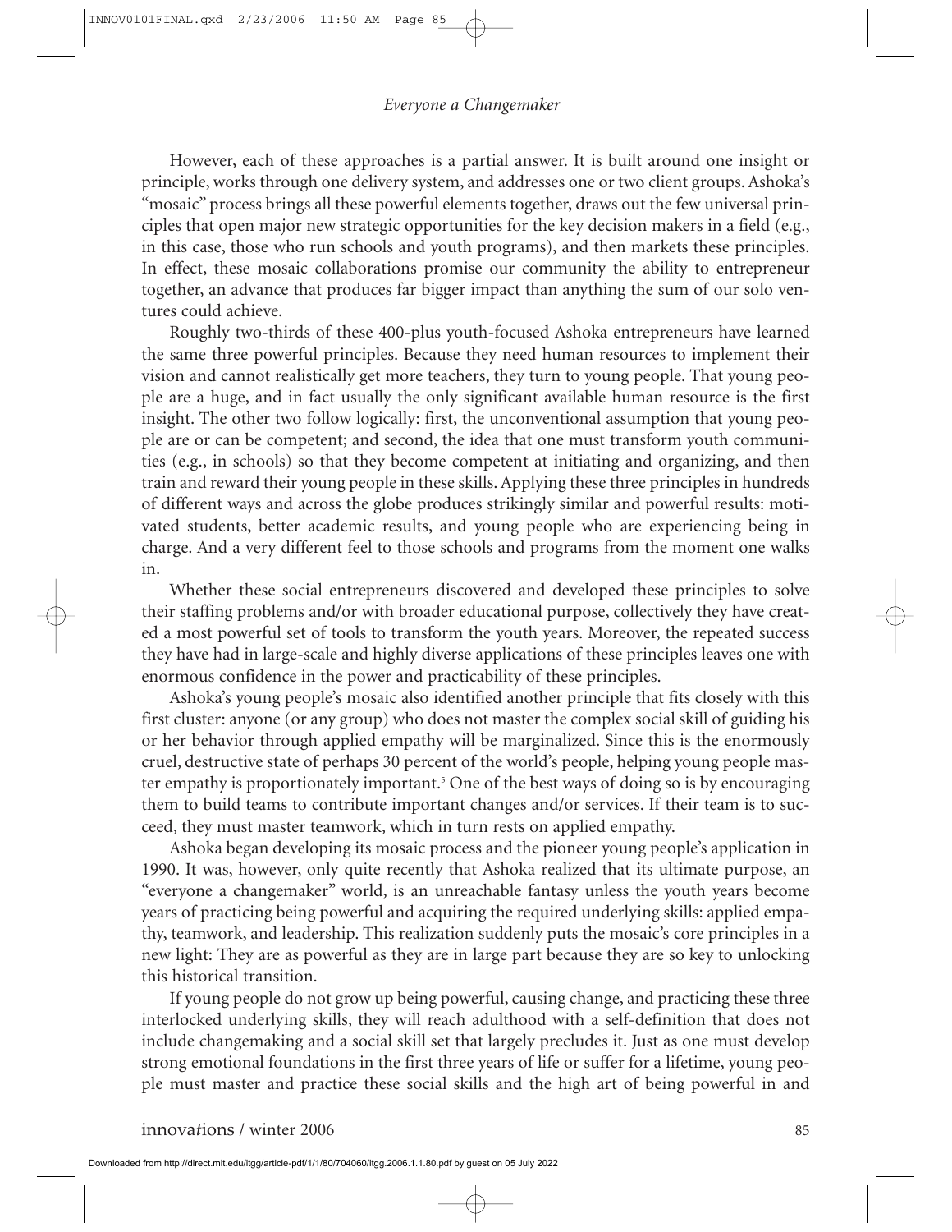However, each of these approaches is a partial answer. It is built around one insight or principle, works through one delivery system, and addresses one or two client groups. Ashoka's "mosaic" process brings all these powerful elements together, draws out the few universal principles that open major new strategic opportunities for the key decision makers in a field (e.g., in this case, those who run schools and youth programs), and then markets these principles. In effect, these mosaic collaborations promise our community the ability to entrepreneur together, an advance that produces far bigger impact than anything the sum of our solo ventures could achieve.

Roughly two-thirds of these 400-plus youth-focused Ashoka entrepreneurs have learned the same three powerful principles. Because they need human resources to implement their vision and cannot realistically get more teachers, they turn to young people. That young people are a huge, and in fact usually the only significant available human resource is the first insight. The other two follow logically: first, the unconventional assumption that young people are or can be competent; and second, the idea that one must transform youth communities (e.g., in schools) so that they become competent at initiating and organizing, and then train and reward their young people in these skills. Applying these three principles in hundreds of different ways and across the globe produces strikingly similar and powerful results: motivated students, better academic results, and young people who are experiencing being in charge. And a very different feel to those schools and programs from the moment one walks in.

Whether these social entrepreneurs discovered and developed these principles to solve their staffing problems and/or with broader educational purpose, collectively they have created a most powerful set of tools to transform the youth years. Moreover, the repeated success they have had in large-scale and highly diverse applications of these principles leaves one with enormous confidence in the power and practicability of these principles.

Ashoka's young people's mosaic also identified another principle that fits closely with this first cluster: anyone (or any group) who does not master the complex social skill of guiding his or her behavior through applied empathy will be marginalized. Since this is the enormously cruel, destructive state of perhaps 30 percent of the world's people, helping young people master empathy is proportionately important.[5] One of the best ways of doing so is by encouraging them to build teams to contribute important changes and/or services. If their team is to succeed, they must master teamwork, which in turn rests on applied empathy.

Ashoka began developing its mosaic process and the pioneer young people's application in 1990. It was, however, only quite recently that Ashoka realized that its ultimate purpose, an "everyone a changemaker" world, is an unreachable fantasy unless the youth years become years of practicing being powerful and acquiring the required underlying skills: applied empathy, teamwork, and leadership. This realization suddenly puts the mosaic's core principles in a new light: They are as powerful as they are in large part because they are so key to unlocking this historical transition.

If young people do not grow up being powerful, causing change, and practicing these three interlocked underlying skills, they will reach adulthood with a self-definition that does not include changemaking and a social skill set that largely precludes it. Just as one must develop strong emotional foundations in the first three years of life or suffer for a lifetime, young people must master and practice these social skills and the high art of being powerful in and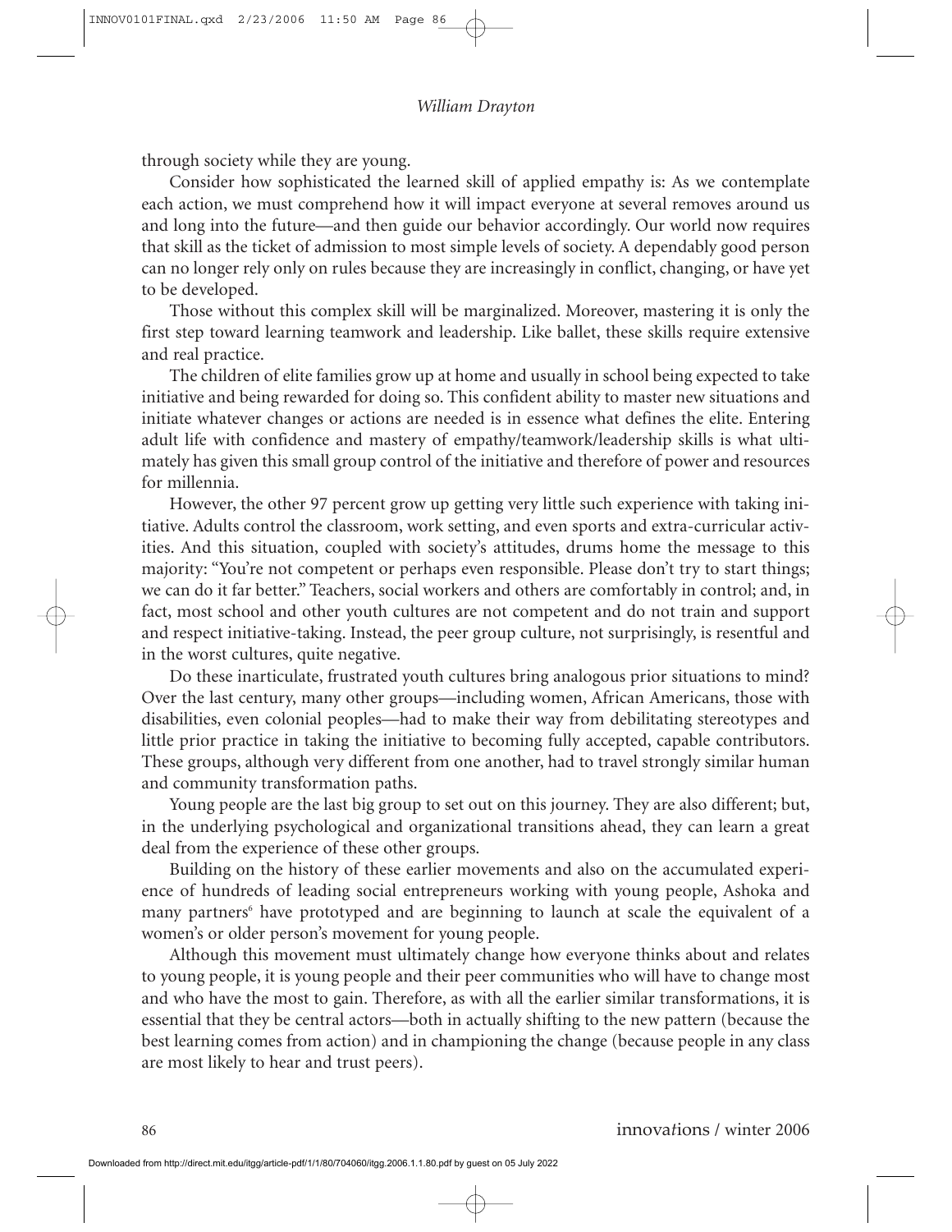through society while they are young.

Consider how sophisticated the learned skill of applied empathy is: As we contemplate each action, we must comprehend how it will impact everyone at several removes around us and long into the future—and then guide our behavior accordingly. Our world now requires that skill as the ticket of admission to most simple levels of society. A dependably good person can no longer rely only on rules because they are increasingly in conflict, changing, or have yet to be developed.

Those without this complex skill will be marginalized. Moreover, mastering it is only the first step toward learning teamwork and leadership. Like ballet, these skills require extensive and real practice.

The children of elite families grow up at home and usually in school being expected to take initiative and being rewarded for doing so. This confident ability to master new situations and initiate whatever changes or actions are needed is in essence what defines the elite. Entering adult life with confidence and mastery of empathy/teamwork/leadership skills is what ultimately has given this small group control of the initiative and therefore of power and resources for millennia.

However, the other 97 percent grow up getting very little such experience with taking initiative. Adults control the classroom, work setting, and even sports and extra-curricular activities. And this situation, coupled with society's attitudes, drums home the message to this majority: "You're not competent or perhaps even responsible. Please don't try to start things; we can do it far better." Teachers, social workers and others are comfortably in control; and, in fact, most school and other youth cultures are not competent and do not train and support and respect initiative-taking. Instead, the peer group culture, not surprisingly, is resentful and in the worst cultures, quite negative.

Do these inarticulate, frustrated youth cultures bring analogous prior situations to mind? Over the last century, many other groups—including women, African Americans, those with disabilities, even colonial peoples—had to make their way from debilitating stereotypes and little prior practice in taking the initiative to becoming fully accepted, capable contributors. These groups, although very different from one another, had to travel strongly similar human and community transformation paths.

Young people are the last big group to set out on this journey. They are also different; but, in the underlying psychological and organizational transitions ahead, they can learn a great deal from the experience of these other groups.

Building on the history of these earlier movements and also on the accumulated experience of hundreds of leading social entrepreneurs working with young people, Ashoka and many partners[6] have prototyped and are beginning to launch at scale the equivalent of a women's or older person's movement for young people.

Although this movement must ultimately change how everyone thinks about and relates to young people, it is young people and their peer communities who will have to change most and who have the most to gain. Therefore, as with all the earlier similar transformations, it is essential that they be central actors—both in actually shifting to the new pattern (because the best learning comes from action) and in championing the change (because people in any class are most likely to hear and trust peers).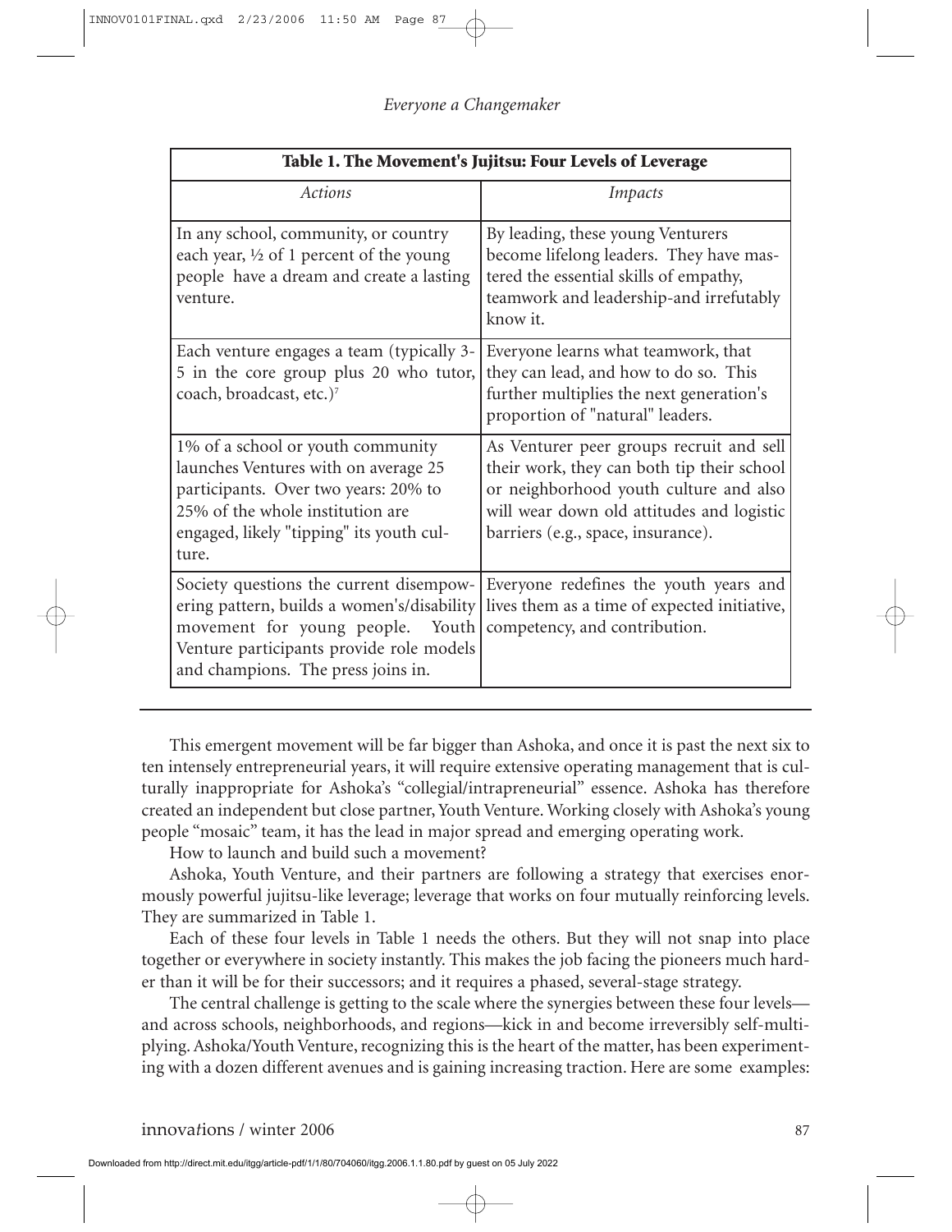**Table 1. The Movement's Jujitsu: Four Levels of Leverage**

| *Actions* | *Impacts* |
|---|---|
| In any school, community, or country each year, ½ of 1 percent of the young people have a dream and create a lasting venture. | By leading, these young Venturers become lifelong leaders. They have mastered the essential skills of empathy, teamwork and leadership-and irrefutably know it. |
| Each venture engages a team (typically 3-5 in the core group plus 20 who tutor, coach, broadcast, etc.)[7] | Everyone learns what teamwork, that they can lead, and how to do so. This further multiplies the next generation's proportion of "natural" leaders. |
| 1% of a school or youth community launches Ventures with on average 25 participants. Over two years: 20% to 25% of the whole institution are engaged, likely "tipping" its youth culture. | As Venturer peer groups recruit and sell their work, they can both tip their school or neighborhood youth culture and also will wear down old attitudes and logistic barriers (e.g., space, insurance). |
| Society questions the current disempowering pattern, builds a women's/disability movement for young people. Youth Venture participants provide role models and champions. The press joins in. | Everyone redefines the youth years and lives them as a time of expected initiative, competency, and contribution. |

This emergent movement will be far bigger than Ashoka, and once it is past the next six to ten intensely entrepreneurial years, it will require extensive operating management that is culturally inappropriate for Ashoka's "collegial/intrapreneurial" essence. Ashoka has therefore created an independent but close partner, Youth Venture. Working closely with Ashoka's young people "mosaic" team, it has the lead in major spread and emerging operating work.

How to launch and build such a movement?

Ashoka, Youth Venture, and their partners are following a strategy that exercises enormously powerful jujitsu-like leverage; leverage that works on four mutually reinforcing levels. They are summarized in Table 1.

Each of these four levels in Table 1 needs the others. But they will not snap into place together or everywhere in society instantly. This makes the job facing the pioneers much harder than it will be for their successors; and it requires a phased, several-stage strategy.

The central challenge is getting to the scale where the synergies between these four levels—and across schools, neighborhoods, and regions—kick in and become irreversibly self-multiplying. Ashoka/Youth Venture, recognizing this is the heart of the matter, has been experimenting with a dozen different avenues and is gaining increasing traction. Here are some examples: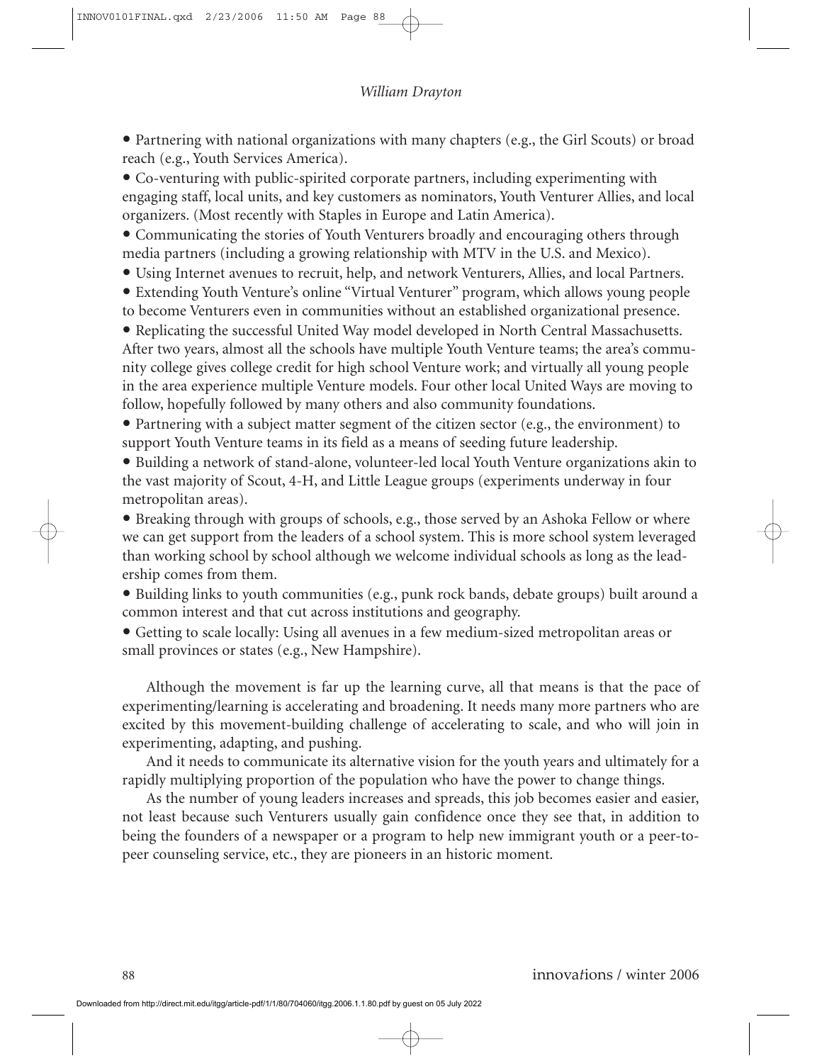- Partnering with national organizations with many chapters (e.g., the Girl Scouts) or broad reach (e.g., Youth Services America).
- Co-venturing with public-spirited corporate partners, including experimenting with engaging staff, local units, and key customers as nominators, Youth Venturer Allies, and local organizers. (Most recently with Staples in Europe and Latin America).
- Communicating the stories of Youth Venturers broadly and encouraging others through media partners (including a growing relationship with MTV in the U.S. and Mexico).
- Using Internet avenues to recruit, help, and network Venturers, Allies, and local Partners.
- Extending Youth Venture's online "Virtual Venturer" program, which allows young people to become Venturers even in communities without an established organizational presence.
- Replicating the successful United Way model developed in North Central Massachusetts. After two years, almost all the schools have multiple Youth Venture teams; the area's community college gives college credit for high school Venture work; and virtually all young people in the area experience multiple Venture models. Four other local United Ways are moving to follow, hopefully followed by many others and also community foundations.
- Partnering with a subject matter segment of the citizen sector (e.g., the environment) to support Youth Venture teams in its field as a means of seeding future leadership.
- Building a network of stand-alone, volunteer-led local Youth Venture organizations akin to the vast majority of Scout, 4-H, and Little League groups (experiments underway in four metropolitan areas).
- Breaking through with groups of schools, e.g., those served by an Ashoka Fellow or where we can get support from the leaders of a school system. This is more school system leveraged than working school by school although we welcome individual schools as long as the leadership comes from them.
- Building links to youth communities (e.g., punk rock bands, debate groups) built around a common interest and that cut across institutions and geography.
- Getting to scale locally: Using all avenues in a few medium-sized metropolitan areas or small provinces or states (e.g., New Hampshire).

Although the movement is far up the learning curve, all that means is that the pace of experimenting/learning is accelerating and broadening. It needs many more partners who are excited by this movement-building challenge of accelerating to scale, and who will join in experimenting, adapting, and pushing.

And it needs to communicate its alternative vision for the youth years and ultimately for a rapidly multiplying proportion of the population who have the power to change things.

As the number of young leaders increases and spreads, this job becomes easier and easier, not least because such Venturers usually gain confidence once they see that, in addition to being the founders of a newspaper or a program to help new immigrant youth or a peer-to-peer counseling service, etc., they are pioneers in an historic moment.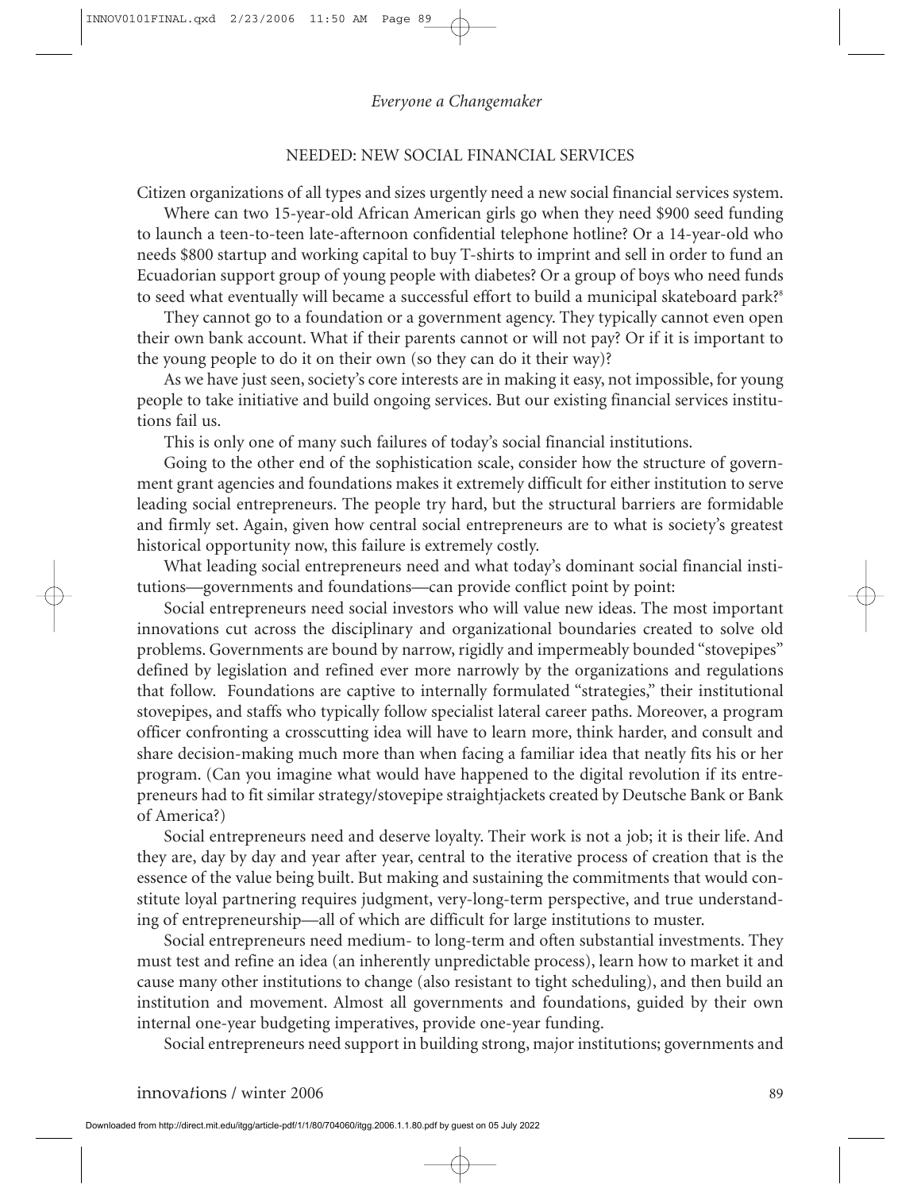## NEEDED: NEW SOCIAL FINANCIAL SERVICES

Citizen organizations of all types and sizes urgently need a new social financial services system.

Where can two 15-year-old African American girls go when they need $900 seed funding to launch a teen-to-teen late-afternoon confidential telephone hotline? Or a 14-year-old who needs $800 startup and working capital to buy T-shirts to imprint and sell in order to fund an Ecuadorian support group of young people with diabetes? Or a group of boys who need funds to seed what eventually will became a successful effort to build a municipal skateboard park?[8]

They cannot go to a foundation or a government agency. They typically cannot even open their own bank account. What if their parents cannot or will not pay? Or if it is important to the young people to do it on their own (so they can do it their way)?

As we have just seen, society's core interests are in making it easy, not impossible, for young people to take initiative and build ongoing services. But our existing financial services institutions fail us.

This is only one of many such failures of today's social financial institutions.

Going to the other end of the sophistication scale, consider how the structure of government grant agencies and foundations makes it extremely difficult for either institution to serve leading social entrepreneurs. The people try hard, but the structural barriers are formidable and firmly set. Again, given how central social entrepreneurs are to what is society's greatest historical opportunity now, this failure is extremely costly.

What leading social entrepreneurs need and what today's dominant social financial institutions—governments and foundations—can provide conflict point by point:

Social entrepreneurs need social investors who will value new ideas. The most important innovations cut across the disciplinary and organizational boundaries created to solve old problems. Governments are bound by narrow, rigidly and impermeably bounded "stovepipes" defined by legislation and refined ever more narrowly by the organizations and regulations that follow. Foundations are captive to internally formulated "strategies," their institutional stovepipes, and staffs who typically follow specialist lateral career paths. Moreover, a program officer confronting a crosscutting idea will have to learn more, think harder, and consult and share decision-making much more than when facing a familiar idea that neatly fits his or her program. (Can you imagine what would have happened to the digital revolution if its entrepreneurs had to fit similar strategy/stovepipe straightjackets created by Deutsche Bank or Bank of America?)

Social entrepreneurs need and deserve loyalty. Their work is not a job; it is their life. And they are, day by day and year after year, central to the iterative process of creation that is the essence of the value being built. But making and sustaining the commitments that would constitute loyal partnering requires judgment, very-long-term perspective, and true understanding of entrepreneurship—all of which are difficult for large institutions to muster.

Social entrepreneurs need medium- to long-term and often substantial investments. They must test and refine an idea (an inherently unpredictable process), learn how to market it and cause many other institutions to change (also resistant to tight scheduling), and then build an institution and movement. Almost all governments and foundations, guided by their own internal one-year budgeting imperatives, provide one-year funding.

Social entrepreneurs need support in building strong, major institutions; governments and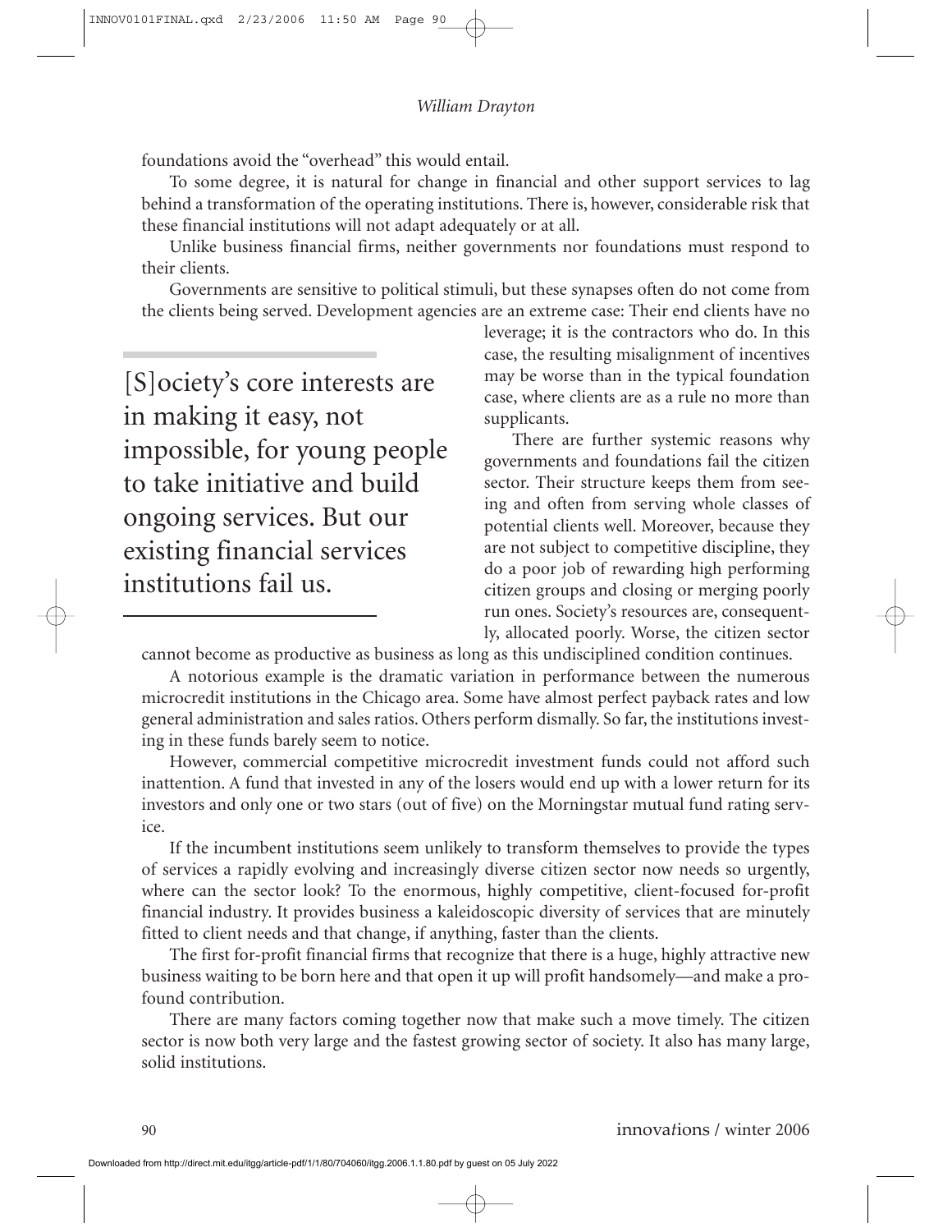foundations avoid the "overhead" this would entail.

To some degree, it is natural for change in financial and other support services to lag behind a transformation of the operating institutions. There is, however, considerable risk that these financial institutions will not adapt adequately or at all.

Unlike business financial firms, neither governments nor foundations must respond to their clients.

Governments are sensitive to political stimuli, but these synapses often do not come from the clients being served. Development agencies are an extreme case: Their end clients have no leverage; it is the contractors who do. In this case, the resulting misalignment of incentives may be worse than in the typical foundation case, where clients are as a rule no more than supplicants.

> [S]ociety's core interests are in making it easy, not impossible, for young people to take initiative and build ongoing services. But our existing financial services institutions fail us.

There are further systemic reasons why governments and foundations fail the citizen sector. Their structure keeps them from seeing and often from serving whole classes of potential clients well. Moreover, because they are not subject to competitive discipline, they do a poor job of rewarding high performing citizen groups and closing or merging poorly run ones. Society's resources are, consequently, allocated poorly. Worse, the citizen sector cannot become as productive as business as long as this undisciplined condition continues.

A notorious example is the dramatic variation in performance between the numerous microcredit institutions in the Chicago area. Some have almost perfect payback rates and low general administration and sales ratios. Others perform dismally. So far, the institutions investing in these funds barely seem to notice.

However, commercial competitive microcredit investment funds could not afford such inattention. A fund that invested in any of the losers would end up with a lower return for its investors and only one or two stars (out of five) on the Morningstar mutual fund rating service.

If the incumbent institutions seem unlikely to transform themselves to provide the types of services a rapidly evolving and increasingly diverse citizen sector now needs so urgently, where can the sector look? To the enormous, highly competitive, client-focused for-profit financial industry. It provides business a kaleidoscopic diversity of services that are minutely fitted to client needs and that change, if anything, faster than the clients.

The first for-profit financial firms that recognize that there is a huge, highly attractive new business waiting to be born here and that open it up will profit handsomely—and make a profound contribution.

There are many factors coming together now that make such a move timely. The citizen sector is now both very large and the fastest growing sector of society. It also has many large, solid institutions.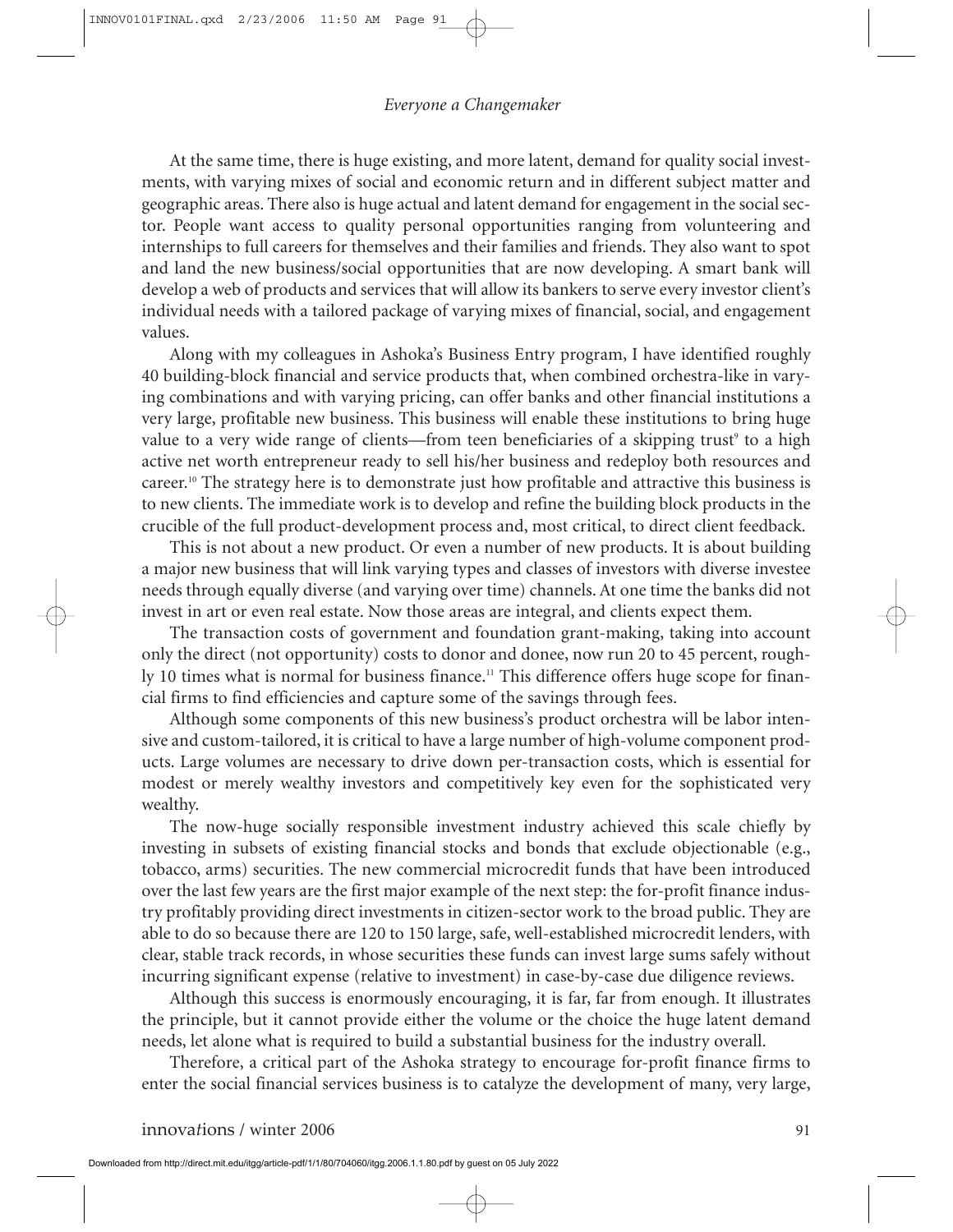At the same time, there is huge existing, and more latent, demand for quality social investments, with varying mixes of social and economic return and in different subject matter and geographic areas. There also is huge actual and latent demand for engagement in the social sector. People want access to quality personal opportunities ranging from volunteering and internships to full careers for themselves and their families and friends. They also want to spot and land the new business/social opportunities that are now developing. A smart bank will develop a web of products and services that will allow its bankers to serve every investor client's individual needs with a tailored package of varying mixes of financial, social, and engagement values.

Along with my colleagues in Ashoka's Business Entry program, I have identified roughly 40 building-block financial and service products that, when combined orchestra-like in varying combinations and with varying pricing, can offer banks and other financial institutions a very large, profitable new business. This business will enable these institutions to bring huge value to a very wide range of clients—from teen beneficiaries of a skipping trust[9] to a high active net worth entrepreneur ready to sell his/her business and redeploy both resources and career.[10] The strategy here is to demonstrate just how profitable and attractive this business is to new clients. The immediate work is to develop and refine the building block products in the crucible of the full product-development process and, most critical, to direct client feedback.

This is not about a new product. Or even a number of new products. It is about building a major new business that will link varying types and classes of investors with diverse investee needs through equally diverse (and varying over time) channels. At one time the banks did not invest in art or even real estate. Now those areas are integral, and clients expect them.

The transaction costs of government and foundation grant-making, taking into account only the direct (not opportunity) costs to donor and donee, now run 20 to 45 percent, roughly 10 times what is normal for business finance.[11] This difference offers huge scope for financial firms to find efficiencies and capture some of the savings through fees.

Although some components of this new business's product orchestra will be labor intensive and custom-tailored, it is critical to have a large number of high-volume component products. Large volumes are necessary to drive down per-transaction costs, which is essential for modest or merely wealthy investors and competitively key even for the sophisticated very wealthy.

The now-huge socially responsible investment industry achieved this scale chiefly by investing in subsets of existing financial stocks and bonds that exclude objectionable (e.g., tobacco, arms) securities. The new commercial microcredit funds that have been introduced over the last few years are the first major example of the next step: the for-profit finance industry profitably providing direct investments in citizen-sector work to the broad public. They are able to do so because there are 120 to 150 large, safe, well-established microcredit lenders, with clear, stable track records, in whose securities these funds can invest large sums safely without incurring significant expense (relative to investment) in case-by-case due diligence reviews.

Although this success is enormously encouraging, it is far, far from enough. It illustrates the principle, but it cannot provide either the volume or the choice the huge latent demand needs, let alone what is required to build a substantial business for the industry overall.

Therefore, a critical part of the Ashoka strategy to encourage for-profit finance firms to enter the social financial services business is to catalyze the development of many, very large,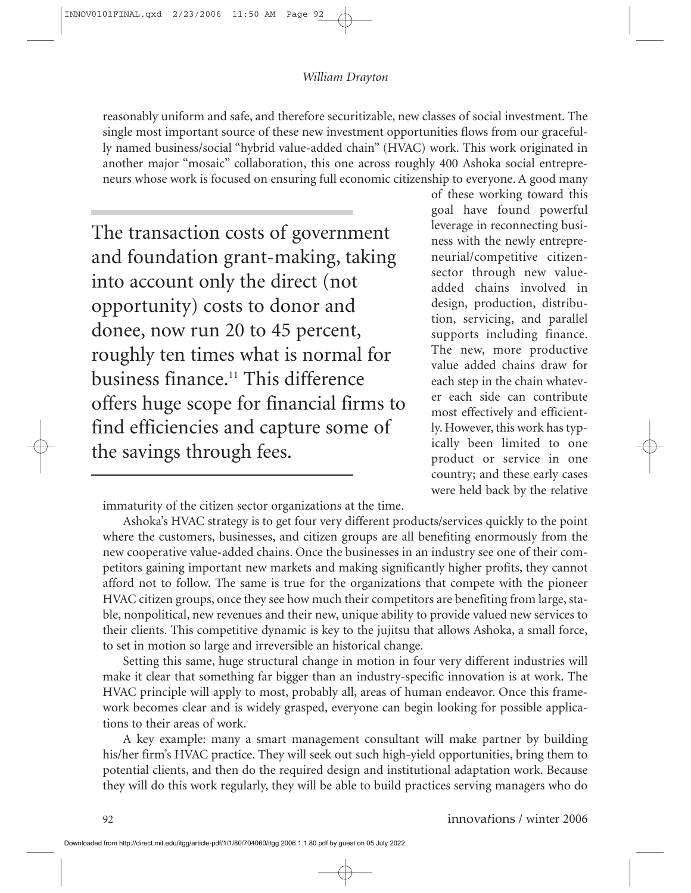reasonably uniform and safe, and therefore securitizable, new classes of social investment. The single most important source of these new investment opportunities flows from our gracefully named business/social "hybrid value-added chain" (HVAC) work. This work originated in another major "mosaic" collaboration, this one across roughly 400 Ashoka social entrepreneurs whose work is focused on ensuring full economic citizenship to everyone. A good many of these working toward this goal have found powerful leverage in reconnecting business with the newly entrepreneurial/competitive citizen-sector through new value-added chains involved in design, production, distribution, servicing, and parallel supports including finance. The new, more productive value added chains draw for each step in the chain whatever each side can contribute most effectively and efficiently. However, this work has typically been limited to one product or service in one country; and these early cases were held back by the relative immaturity of the citizen sector organizations at the time.

> The transaction costs of government and foundation grant-making, taking into account only the direct (not opportunity) costs to donor and donee, now run 20 to 45 percent, roughly ten times what is normal for business finance.[11] This difference offers huge scope for financial firms to find efficiencies and capture some of the savings through fees.

Ashoka's HVAC strategy is to get four very different products/services quickly to the point where the customers, businesses, and citizen groups are all benefiting enormously from the new cooperative value-added chains. Once the businesses in an industry see one of their competitors gaining important new markets and making significantly higher profits, they cannot afford not to follow. The same is true for the organizations that compete with the pioneer HVAC citizen groups, once they see how much their competitors are benefiting from large, stable, nonpolitical, new revenues and their new, unique ability to provide valued new services to their clients. This competitive dynamic is key to the jujitsu that allows Ashoka, a small force, to set in motion so large and irreversible an historical change.

Setting this same, huge structural change in motion in four very different industries will make it clear that something far bigger than an industry-specific innovation is at work. The HVAC principle will apply to most, probably all, areas of human endeavor. Once this framework becomes clear and is widely grasped, everyone can begin looking for possible applications to their areas of work.

A key example: many a smart management consultant will make partner by building his/her firm's HVAC practice. They will seek out such high-yield opportunities, bring them to potential clients, and then do the required design and institutional adaptation work. Because they will do this work regularly, they will be able to build practices serving managers who do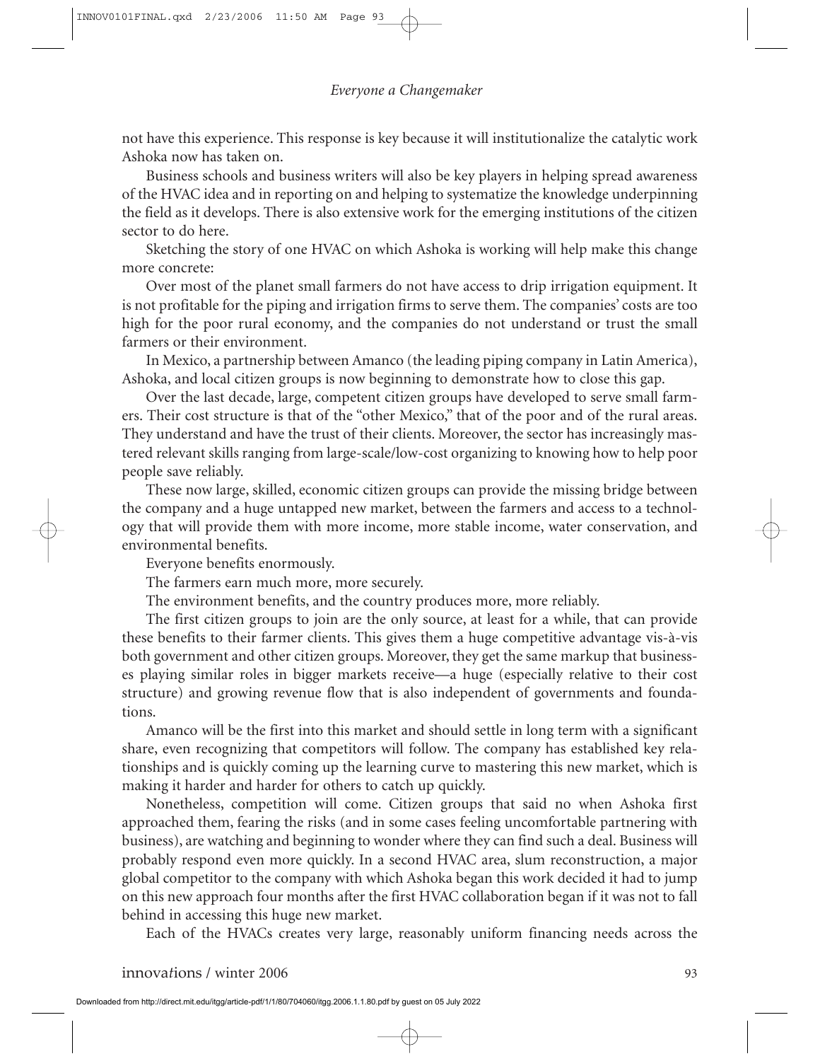not have this experience. This response is key because it will institutionalize the catalytic work Ashoka now has taken on.

Business schools and business writers will also be key players in helping spread awareness of the HVAC idea and in reporting on and helping to systematize the knowledge underpinning the field as it develops. There is also extensive work for the emerging institutions of the citizen sector to do here.

Sketching the story of one HVAC on which Ashoka is working will help make this change more concrete:

Over most of the planet small farmers do not have access to drip irrigation equipment. It is not profitable for the piping and irrigation firms to serve them. The companies' costs are too high for the poor rural economy, and the companies do not understand or trust the small farmers or their environment.

In Mexico, a partnership between Amanco (the leading piping company in Latin America), Ashoka, and local citizen groups is now beginning to demonstrate how to close this gap.

Over the last decade, large, competent citizen groups have developed to serve small farmers. Their cost structure is that of the "other Mexico," that of the poor and of the rural areas. They understand and have the trust of their clients. Moreover, the sector has increasingly mastered relevant skills ranging from large-scale/low-cost organizing to knowing how to help poor people save reliably.

These now large, skilled, economic citizen groups can provide the missing bridge between the company and a huge untapped new market, between the farmers and access to a technology that will provide them with more income, more stable income, water conservation, and environmental benefits.

Everyone benefits enormously.

The farmers earn much more, more securely.

The environment benefits, and the country produces more, more reliably.

The first citizen groups to join are the only source, at least for a while, that can provide these benefits to their farmer clients. This gives them a huge competitive advantage vis-à-vis both government and other citizen groups. Moreover, they get the same markup that businesses playing similar roles in bigger markets receive—a huge (especially relative to their cost structure) and growing revenue flow that is also independent of governments and foundations.

Amanco will be the first into this market and should settle in long term with a significant share, even recognizing that competitors will follow. The company has established key relationships and is quickly coming up the learning curve to mastering this new market, which is making it harder and harder for others to catch up quickly.

Nonetheless, competition will come. Citizen groups that said no when Ashoka first approached them, fearing the risks (and in some cases feeling uncomfortable partnering with business), are watching and beginning to wonder where they can find such a deal. Business will probably respond even more quickly. In a second HVAC area, slum reconstruction, a major global competitor to the company with which Ashoka began this work decided it had to jump on this new approach four months after the first HVAC collaboration began if it was not to fall behind in accessing this huge new market.

Each of the HVACs creates very large, reasonably uniform financing needs across the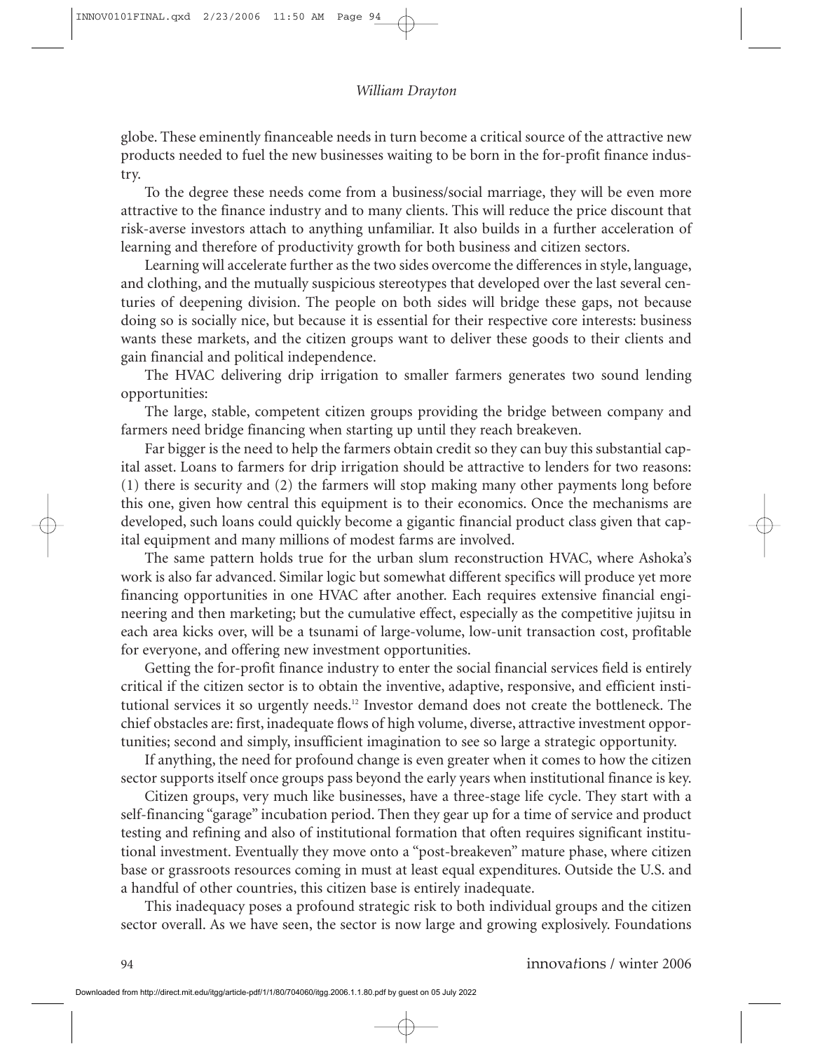globe. These eminently financeable needs in turn become a critical source of the attractive new products needed to fuel the new businesses waiting to be born in the for-profit finance industry.

To the degree these needs come from a business/social marriage, they will be even more attractive to the finance industry and to many clients. This will reduce the price discount that risk-averse investors attach to anything unfamiliar. It also builds in a further acceleration of learning and therefore of productivity growth for both business and citizen sectors.

Learning will accelerate further as the two sides overcome the differences in style, language, and clothing, and the mutually suspicious stereotypes that developed over the last several centuries of deepening division. The people on both sides will bridge these gaps, not because doing so is socially nice, but because it is essential for their respective core interests: business wants these markets, and the citizen groups want to deliver these goods to their clients and gain financial and political independence.

The HVAC delivering drip irrigation to smaller farmers generates two sound lending opportunities:

The large, stable, competent citizen groups providing the bridge between company and farmers need bridge financing when starting up until they reach breakeven.

Far bigger is the need to help the farmers obtain credit so they can buy this substantial capital asset. Loans to farmers for drip irrigation should be attractive to lenders for two reasons: (1) there is security and (2) the farmers will stop making many other payments long before this one, given how central this equipment is to their economics. Once the mechanisms are developed, such loans could quickly become a gigantic financial product class given that capital equipment and many millions of modest farms are involved.

The same pattern holds true for the urban slum reconstruction HVAC, where Ashoka's work is also far advanced. Similar logic but somewhat different specifics will produce yet more financing opportunities in one HVAC after another. Each requires extensive financial engineering and then marketing; but the cumulative effect, especially as the competitive jujitsu in each area kicks over, will be a tsunami of large-volume, low-unit transaction cost, profitable for everyone, and offering new investment opportunities.

Getting the for-profit finance industry to enter the social financial services field is entirely critical if the citizen sector is to obtain the inventive, adaptive, responsive, and efficient institutional services it so urgently needs.[12] Investor demand does not create the bottleneck. The chief obstacles are: first, inadequate flows of high volume, diverse, attractive investment opportunities; second and simply, insufficient imagination to see so large a strategic opportunity.

If anything, the need for profound change is even greater when it comes to how the citizen sector supports itself once groups pass beyond the early years when institutional finance is key.

Citizen groups, very much like businesses, have a three-stage life cycle. They start with a self-financing "garage" incubation period. Then they gear up for a time of service and product testing and refining and also of institutional formation that often requires significant institutional investment. Eventually they move onto a "post-breakeven" mature phase, where citizen base or grassroots resources coming in must at least equal expenditures. Outside the U.S. and a handful of other countries, this citizen base is entirely inadequate.

This inadequacy poses a profound strategic risk to both individual groups and the citizen sector overall. As we have seen, the sector is now large and growing explosively. Foundations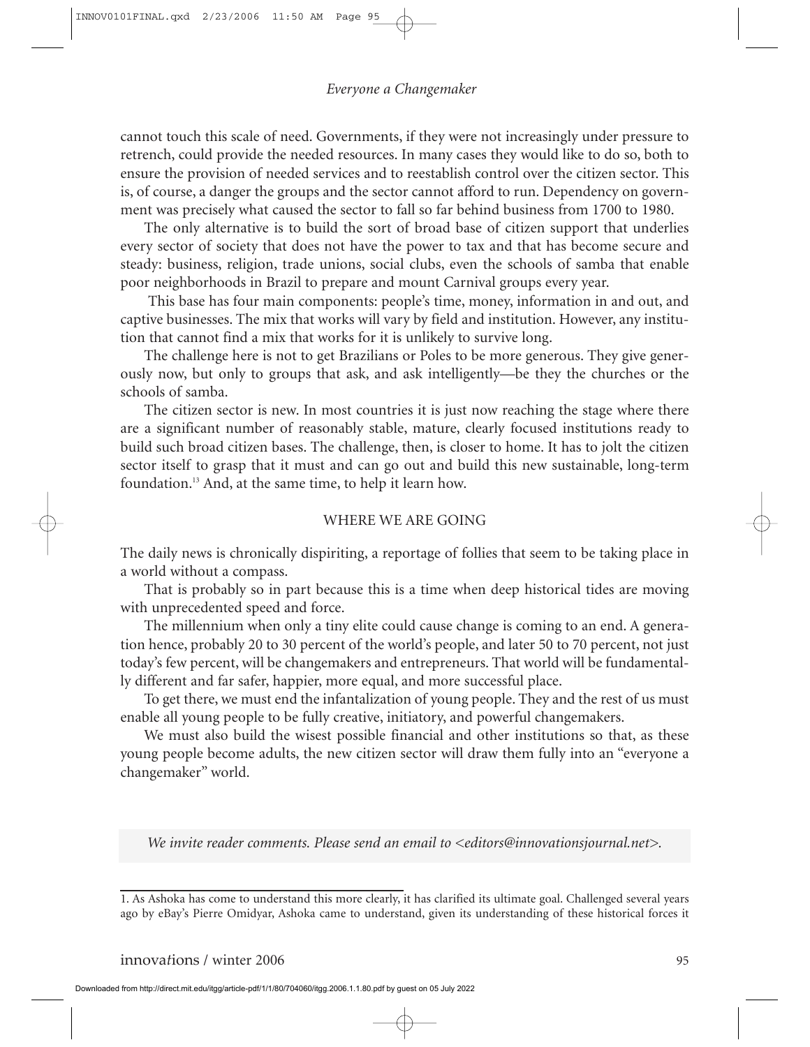cannot touch this scale of need. Governments, if they were not increasingly under pressure to retrench, could provide the needed resources. In many cases they would like to do so, both to ensure the provision of needed services and to reestablish control over the citizen sector. This is, of course, a danger the groups and the sector cannot afford to run. Dependency on government was precisely what caused the sector to fall so far behind business from 1700 to 1980.

The only alternative is to build the sort of broad base of citizen support that underlies every sector of society that does not have the power to tax and that has become secure and steady: business, religion, trade unions, social clubs, even the schools of samba that enable poor neighborhoods in Brazil to prepare and mount Carnival groups every year.

This base has four main components: people's time, money, information in and out, and captive businesses. The mix that works will vary by field and institution. However, any institution that cannot find a mix that works for it is unlikely to survive long.

The challenge here is not to get Brazilians or Poles to be more generous. They give generously now, but only to groups that ask, and ask intelligently—be they the churches or the schools of samba.

The citizen sector is new. In most countries it is just now reaching the stage where there are a significant number of reasonably stable, mature, clearly focused institutions ready to build such broad citizen bases. The challenge, then, is closer to home. It has to jolt the citizen sector itself to grasp that it must and can go out and build this new sustainable, long-term foundation.[13] And, at the same time, to help it learn how.

## WHERE WE ARE GOING

The daily news is chronically dispiriting, a reportage of follies that seem to be taking place in a world without a compass.

That is probably so in part because this is a time when deep historical tides are moving with unprecedented speed and force.

The millennium when only a tiny elite could cause change is coming to an end. A generation hence, probably 20 to 30 percent of the world's people, and later 50 to 70 percent, not just today's few percent, will be changemakers and entrepreneurs. That world will be fundamentally different and far safer, happier, more equal, and more successful place.

To get there, we must end the infantalization of young people. They and the rest of us must enable all young people to be fully creative, initiatory, and powerful changemakers.

We must also build the wisest possible financial and other institutions so that, as these young people become adults, the new citizen sector will draw them fully into an "everyone a changemaker" world.

*We invite reader comments. Please send an email to <editors@innovationsjournal.net>.*

---

1. As Ashoka has come to understand this more clearly, it has clarified its ultimate goal. Challenged several years ago by eBay's Pierre Omidyar, Ashoka came to understand, given its understanding of these historical forces it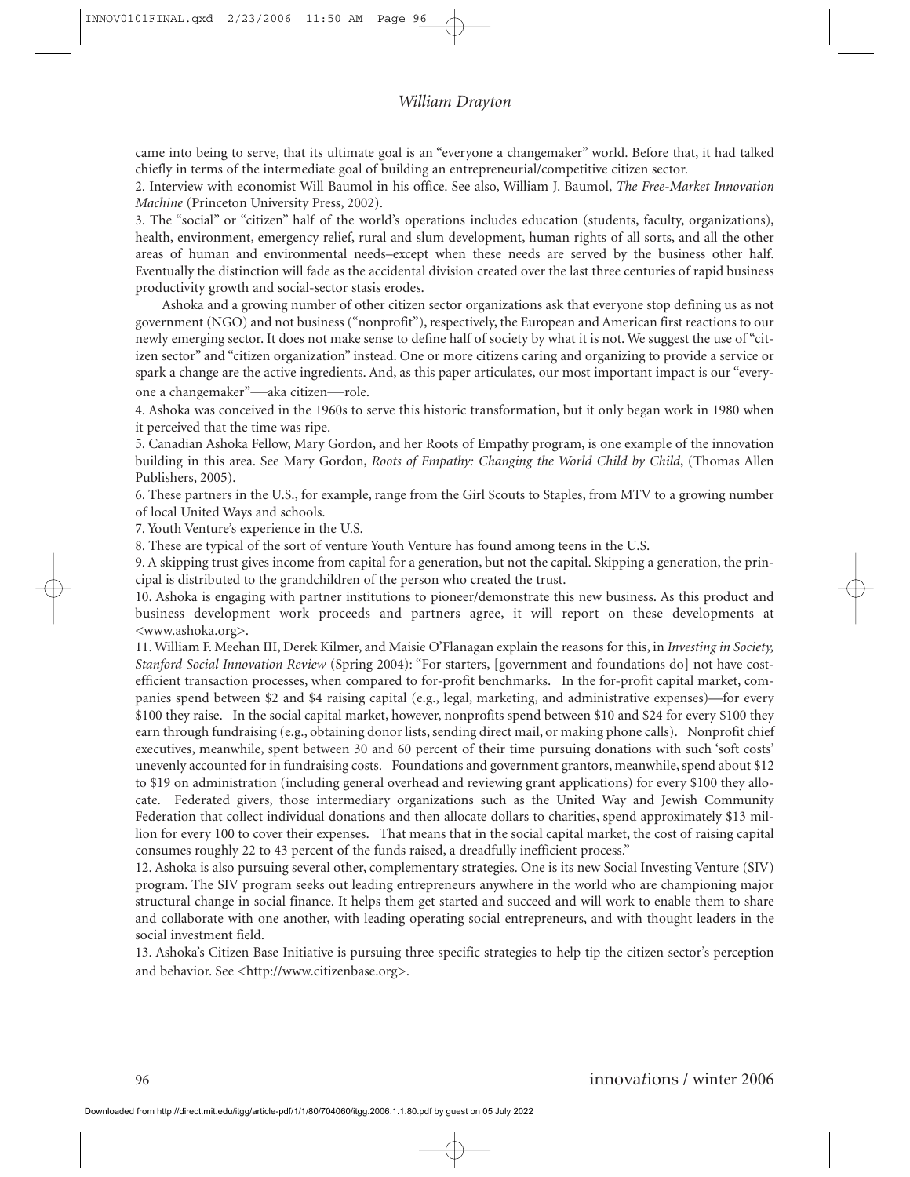came into being to serve, that its ultimate goal is an "everyone a changemaker" world. Before that, it had talked chiefly in terms of the intermediate goal of building an entrepreneurial/competitive citizen sector.

2. Interview with economist Will Baumol in his office. See also, William J. Baumol, *The Free-Market Innovation Machine* (Princeton University Press, 2002).

3. The "social" or "citizen" half of the world's operations includes education (students, faculty, organizations), health, environment, emergency relief, rural and slum development, human rights of all sorts, and all the other areas of human and environmental needs–except when these needs are served by the business other half. Eventually the distinction will fade as the accidental division created over the last three centuries of rapid business productivity growth and social-sector stasis erodes.

Ashoka and a growing number of other citizen sector organizations ask that everyone stop defining us as not government (NGO) and not business ("nonprofit"), respectively, the European and American first reactions to our newly emerging sector. It does not make sense to define half of society by what it is not. We suggest the use of "citizen sector" and "citizen organization" instead. One or more citizens caring and organizing to provide a service or spark a change are the active ingredients. And, as this paper articulates, our most important impact is our "everyone a changemaker"—aka citizen—role.

4. Ashoka was conceived in the 1960s to serve this historic transformation, but it only began work in 1980 when it perceived that the time was ripe.

5. Canadian Ashoka Fellow, Mary Gordon, and her Roots of Empathy program, is one example of the innovation building in this area. See Mary Gordon, *Roots of Empathy: Changing the World Child by Child*, (Thomas Allen Publishers, 2005).

6. These partners in the U.S., for example, range from the Girl Scouts to Staples, from MTV to a growing number of local United Ways and schools.

7. Youth Venture's experience in the U.S.

8. These are typical of the sort of venture Youth Venture has found among teens in the U.S.

9. A skipping trust gives income from capital for a generation, but not the capital. Skipping a generation, the principal is distributed to the grandchildren of the person who created the trust.

10. Ashoka is engaging with partner institutions to pioneer/demonstrate this new business. As this product and business development work proceeds and partners agree, it will report on these developments at <www.ashoka.org>.

11. William F. Meehan III, Derek Kilmer, and Maisie O'Flanagan explain the reasons for this, in *Investing in Society, Stanford Social Innovation Review* (Spring 2004): "For starters, [government and foundations do] not have cost-efficient transaction processes, when compared to for-profit benchmarks. In the for-profit capital market, companies spend between $2 and $4 raising capital (e.g., legal, marketing, and administrative expenses)—for every $100 they raise. In the social capital market, however, nonprofits spend between $10 and $24 for every $100 they earn through fundraising (e.g., obtaining donor lists, sending direct mail, or making phone calls). Nonprofit chief executives, meanwhile, spent between 30 and 60 percent of their time pursuing donations with such 'soft costs' unevenly accounted for in fundraising costs. Foundations and government grantors, meanwhile, spend about $12 to $19 on administration (including general overhead and reviewing grant applications) for every $100 they allocate. Federated givers, those intermediary organizations such as the United Way and Jewish Community Federation that collect individual donations and then allocate dollars to charities, spend approximately $13 million for every 100 to cover their expenses. That means that in the social capital market, the cost of raising capital consumes roughly 22 to 43 percent of the funds raised, a dreadfully inefficient process."

12. Ashoka is also pursuing several other, complementary strategies. One is its new Social Investing Venture (SIV) program. The SIV program seeks out leading entrepreneurs anywhere in the world who are championing major structural change in social finance. It helps them get started and succeed and will work to enable them to share and collaborate with one another, with leading operating social entrepreneurs, and with thought leaders in the social investment field.

13. Ashoka's Citizen Base Initiative is pursuing three specific strategies to help tip the citizen sector's perception and behavior. See <http://www.citizenbase.org>.